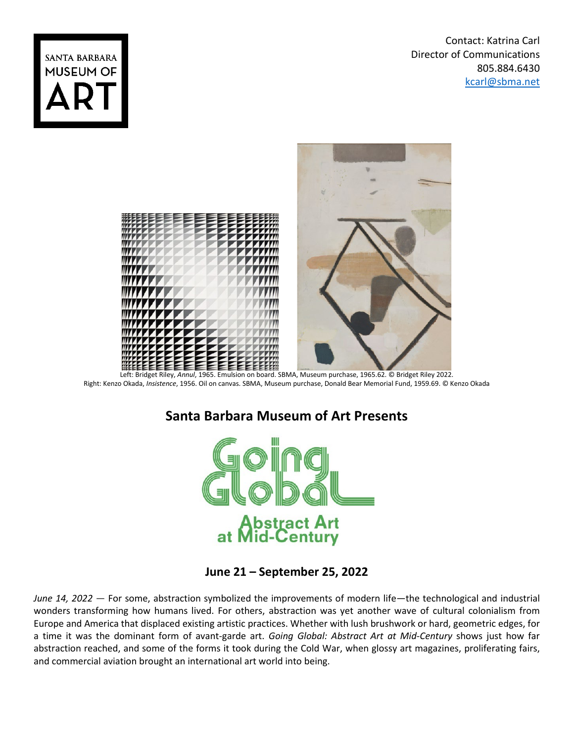SANTA BARBARA MUSEUM OF ART

Contact: Katrina Carl
Director of Communications
805.884.6430
kcarl@sbma.net

Left: Bridget Riley, *Annul*, 1965. Emulsion on board. SBMA, Museum purchase, 1965.62. © Bridget Riley 2022.
Right: Kenzo Okada, *Insistence*, 1956. Oil on canvas. SBMA, Museum purchase, Donald Bear Memorial Fund, 1959.69. © Kenzo Okada

## Santa Barbara Museum of Art Presents

# Going Global

## Abstract Art at Mid-Century

### June 21 – September 25, 2022

*June 14, 2022* — For some, abstraction symbolized the improvements of modern life—the technological and industrial wonders transforming how humans lived. For others, abstraction was yet another wave of cultural colonialism from Europe and America that displaced existing artistic practices. Whether with lush brushwork or hard, geometric edges, for a time it was the dominant form of avant-garde art. *Going Global: Abstract Art at Mid-Century* shows just how far abstraction reached, and some of the forms it took during the Cold War, when glossy art magazines, proliferating fairs, and commercial aviation brought an international art world into being.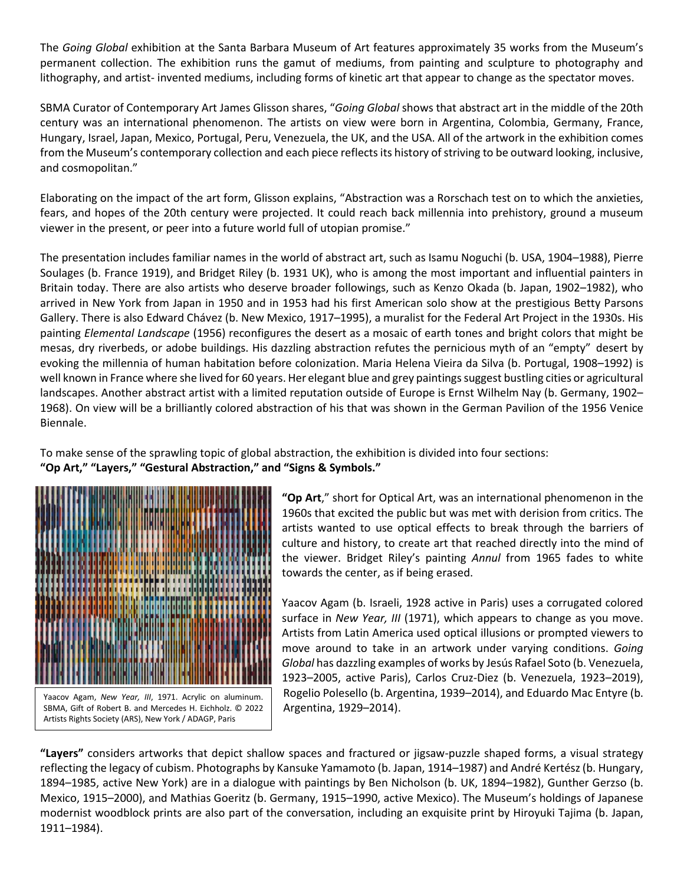The *Going Global* exhibition at the Santa Barbara Museum of Art features approximately 35 works from the Museum's permanent collection. The exhibition runs the gamut of mediums, from painting and sculpture to photography and lithography, and artist- invented mediums, including forms of kinetic art that appear to change as the spectator moves.

SBMA Curator of Contemporary Art James Glisson shares, "*Going Global* shows that abstract art in the middle of the 20th century was an international phenomenon. The artists on view were born in Argentina, Colombia, Germany, France, Hungary, Israel, Japan, Mexico, Portugal, Peru, Venezuela, the UK, and the USA. All of the artwork in the exhibition comes from the Museum's contemporary collection and each piece reflects its history of striving to be outward looking, inclusive, and cosmopolitan."

Elaborating on the impact of the art form, Glisson explains, "Abstraction was a Rorschach test on to which the anxieties, fears, and hopes of the 20th century were projected. It could reach back millennia into prehistory, ground a museum viewer in the present, or peer into a future world full of utopian promise."

The presentation includes familiar names in the world of abstract art, such as Isamu Noguchi (b. USA, 1904–1988), Pierre Soulages (b. France 1919), and Bridget Riley (b. 1931 UK), who is among the most important and influential painters in Britain today. There are also artists who deserve broader followings, such as Kenzo Okada (b. Japan, 1902–1982), who arrived in New York from Japan in 1950 and in 1953 had his first American solo show at the prestigious Betty Parsons Gallery. There is also Edward Chávez (b. New Mexico, 1917–1995), a muralist for the Federal Art Project in the 1930s. His painting *Elemental Landscape* (1956) reconfigures the desert as a mosaic of earth tones and bright colors that might be mesas, dry riverbeds, or adobe buildings. His dazzling abstraction refutes the pernicious myth of an "empty" desert by evoking the millennia of human habitation before colonization. Maria Helena Vieira da Silva (b. Portugal, 1908–1992) is well known in France where she lived for 60 years. Her elegant blue and grey paintings suggest bustling cities or agricultural landscapes. Another abstract artist with a limited reputation outside of Europe is Ernst Wilhelm Nay (b. Germany, 1902–1968). On view will be a brilliantly colored abstraction of his that was shown in the German Pavilion of the 1956 Venice Biennale.

To make sense of the sprawling topic of global abstraction, the exhibition is divided into four sections:
**"Op Art," "Layers," "Gestural Abstraction," and "Signs & Symbols."**

Yaacov Agam, *New Year, III*, 1971. Acrylic on aluminum. SBMA, Gift of Robert B. and Mercedes H. Eichholz. © 2022 Artists Rights Society (ARS), New York / ADAGP, Paris

**"Op Art**," short for Optical Art, was an international phenomenon in the 1960s that excited the public but was met with derision from critics. The artists wanted to use optical effects to break through the barriers of culture and history, to create art that reached directly into the mind of the viewer. Bridget Riley's painting *Annul* from 1965 fades to white towards the center, as if being erased.

Yaacov Agam (b. Israeli, 1928 active in Paris) uses a corrugated colored surface in *New Year, III* (1971), which appears to change as you move. Artists from Latin America used optical illusions or prompted viewers to move around to take in an artwork under varying conditions. *Going Global* has dazzling examples of works by Jesús Rafael Soto (b. Venezuela, 1923–2005, active Paris), Carlos Cruz-Diez (b. Venezuela, 1923–2019), Rogelio Polesello (b. Argentina, 1939–2014), and Eduardo Mac Entyre (b. Argentina, 1929–2014).

**"Layers"** considers artworks that depict shallow spaces and fractured or jigsaw-puzzle shaped forms, a visual strategy reflecting the legacy of cubism. Photographs by Kansuke Yamamoto (b. Japan, 1914–1987) and André Kertész (b. Hungary, 1894–1985, active New York) are in a dialogue with paintings by Ben Nicholson (b. UK, 1894–1982), Gunther Gerzso (b. Mexico, 1915–2000), and Mathias Goeritz (b. Germany, 1915–1990, active Mexico). The Museum's holdings of Japanese modernist woodblock prints are also part of the conversation, including an exquisite print by Hiroyuki Tajima (b. Japan, 1911–1984).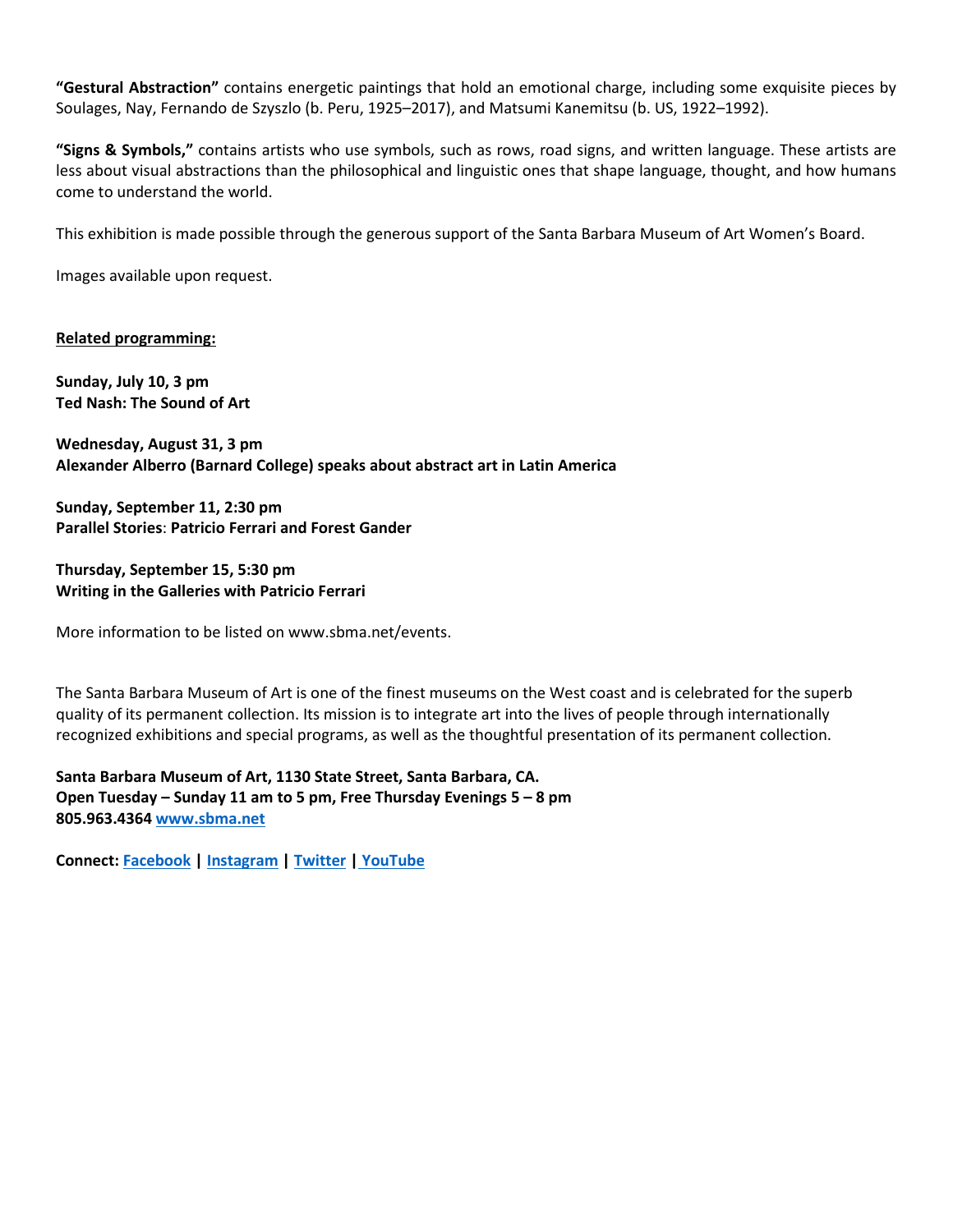**"Gestural Abstraction"** contains energetic paintings that hold an emotional charge, including some exquisite pieces by Soulages, Nay, Fernando de Szyszlo (b. Peru, 1925–2017), and Matsumi Kanemitsu (b. US, 1922–1992).

**"Signs & Symbols,"** contains artists who use symbols, such as rows, road signs, and written language. These artists are less about visual abstractions than the philosophical and linguistic ones that shape language, thought, and how humans come to understand the world.

This exhibition is made possible through the generous support of the Santa Barbara Museum of Art Women's Board.

Images available upon request.

**Related programming:**

**Sunday, July 10, 3 pm**
**Ted Nash: The Sound of Art**

**Wednesday, August 31, 3 pm**
**Alexander Alberro (Barnard College) speaks about abstract art in Latin America**

**Sunday, September 11, 2:30 pm**
**Parallel Stories**: **Patricio Ferrari and Forest Gander**

**Thursday, September 15, 5:30 pm**
**Writing in the Galleries with Patricio Ferrari**

More information to be listed on www.sbma.net/events.

The Santa Barbara Museum of Art is one of the finest museums on the West coast and is celebrated for the superb quality of its permanent collection. Its mission is to integrate art into the lives of people through internationally recognized exhibitions and special programs, as well as the thoughtful presentation of its permanent collection.

**Santa Barbara Museum of Art, 1130 State Street, Santa Barbara, CA.**
**Open Tuesday – Sunday 11 am to 5 pm, Free Thursday Evenings 5 – 8 pm**
**805.963.4364 www.sbma.net**

**Connect: Facebook | Instagram | Twitter | YouTube**